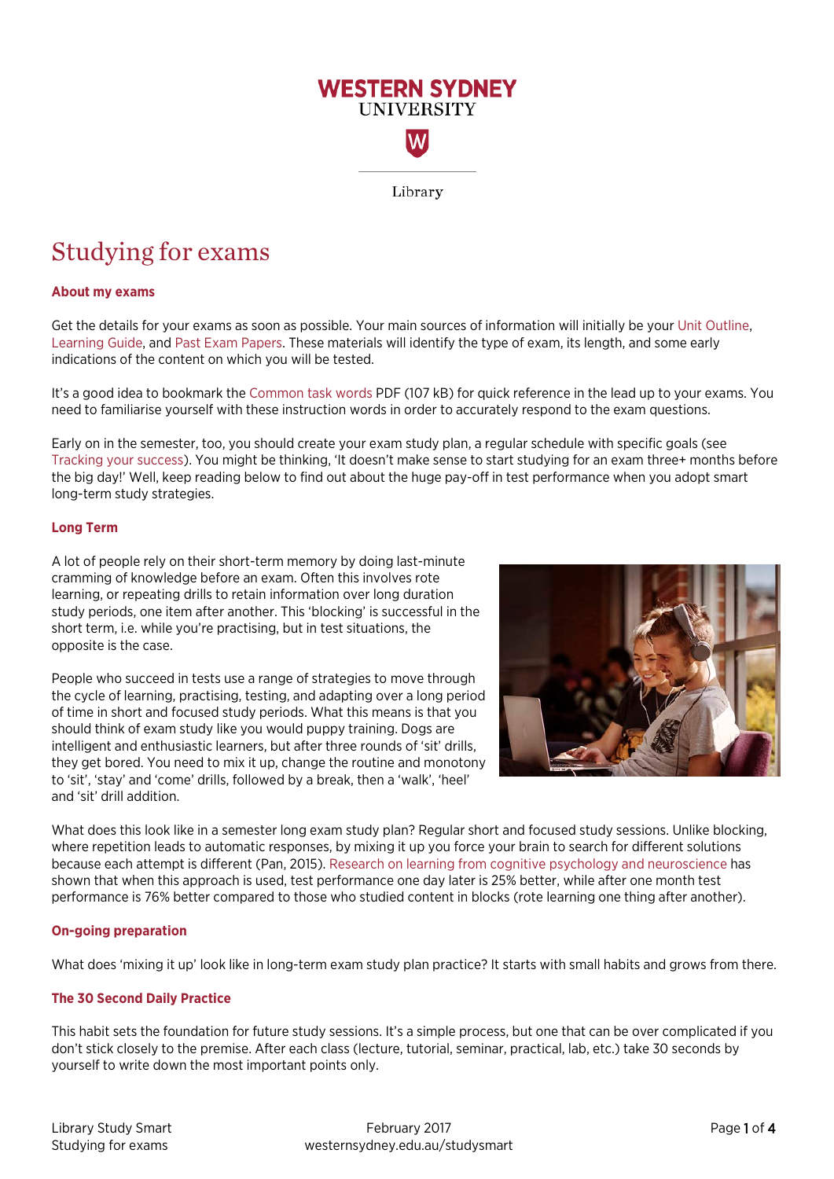Western Sydney University

Library

# Studying for exams

### About my exams

Get the details for your exams as soon as possible. Your main sources of information will initially be your Unit Outline, Learning Guide, and Past Exam Papers. These materials will identify the type of exam, its length, and some early indications of the content on which you will be tested.

It's a good idea to bookmark the Common task words PDF (107 kB) for quick reference in the lead up to your exams. You need to familiarise yourself with these instruction words in order to accurately respond to the exam questions.

Early on in the semester, too, you should create your exam study plan, a regular schedule with specific goals (see Tracking your success). You might be thinking, 'It doesn't make sense to start studying for an exam three+ months before the big day!' Well, keep reading below to find out about the huge pay-off in test performance when you adopt smart long-term study strategies.

### Long Term

A lot of people rely on their short-term memory by doing last-minute cramming of knowledge before an exam. Often this involves rote learning, or repeating drills to retain information over long duration study periods, one item after another. This 'blocking' is successful in the short term, i.e. while you're practising, but in test situations, the opposite is the case.

People who succeed in tests use a range of strategies to move through the cycle of learning, practising, testing, and adapting over a long period of time in short and focused study periods. What this means is that you should think of exam study like you would puppy training. Dogs are intelligent and enthusiastic learners, but after three rounds of 'sit' drills, they get bored. You need to mix it up, change the routine and monotony to 'sit', 'stay' and 'come' drills, followed by a break, then a 'walk', 'heel' and 'sit' drill addition.

What does this look like in a semester long exam study plan? Regular short and focused study sessions. Unlike blocking, where repetition leads to automatic responses, by mixing it up you force your brain to search for different solutions because each attempt is different (Pan, 2015). Research on learning from cognitive psychology and neuroscience has shown that when this approach is used, test performance one day later is 25% better, while after one month test performance is 76% better compared to those who studied content in blocks (rote learning one thing after another).

### On-going preparation

What does 'mixing it up' look like in long-term exam study plan practice? It starts with small habits and grows from there.

### The 30 Second Daily Practice

This habit sets the foundation for future study sessions. It's a simple process, but one that can be over complicated if you don't stick closely to the premise. After each class (lecture, tutorial, seminar, practical, lab, etc.) take 30 seconds by yourself to write down the most important points only.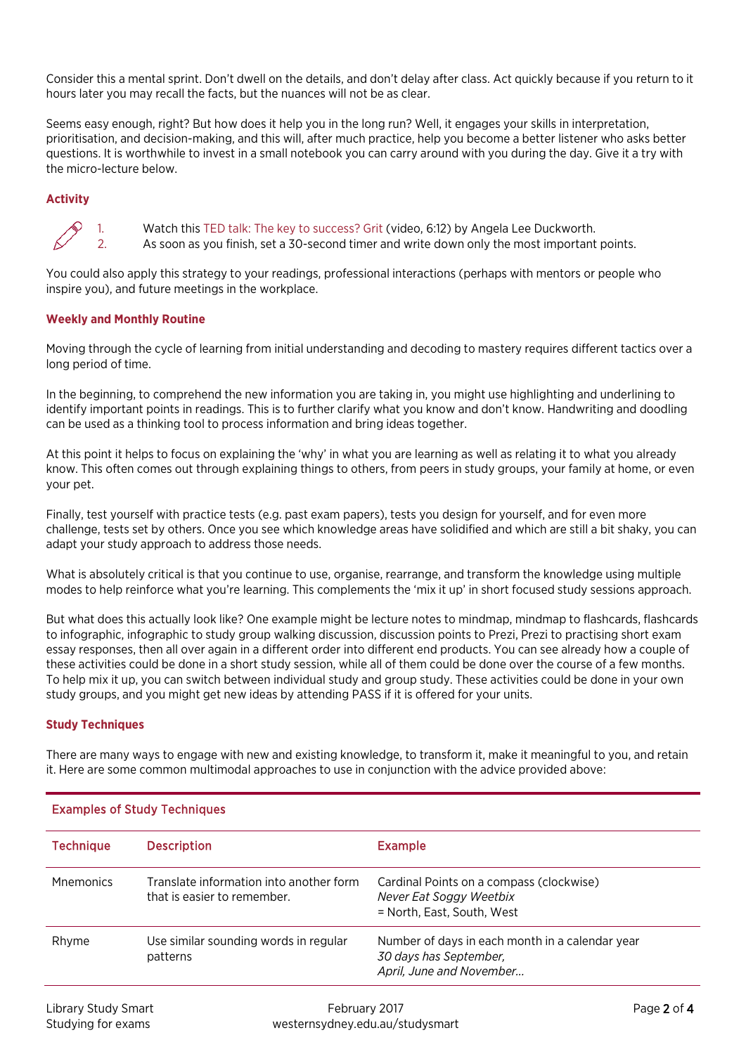Consider this a mental sprint. Don't dwell on the details, and don't delay after class. Act quickly because if you return to it hours later you may recall the facts, but the nuances will not be as clear.

Seems easy enough, right? But how does it help you in the long run? Well, it engages your skills in interpretation, prioritisation, and decision-making, and this will, after much practice, help you become a better listener who asks better questions. It is worthwhile to invest in a small notebook you can carry around with you during the day. Give it a try with the micro-lecture below.

### Activity

1. Watch this TED talk: The key to success? Grit (video, 6:12) by Angela Lee Duckworth.
2. As soon as you finish, set a 30-second timer and write down only the most important points.

You could also apply this strategy to your readings, professional interactions (perhaps with mentors or people who inspire you), and future meetings in the workplace.

### Weekly and Monthly Routine

Moving through the cycle of learning from initial understanding and decoding to mastery requires different tactics over a long period of time.

In the beginning, to comprehend the new information you are taking in, you might use highlighting and underlining to identify important points in readings. This is to further clarify what you know and don't know. Handwriting and doodling can be used as a thinking tool to process information and bring ideas together.

At this point it helps to focus on explaining the 'why' in what you are learning as well as relating it to what you already know. This often comes out through explaining things to others, from peers in study groups, your family at home, or even your pet.

Finally, test yourself with practice tests (e.g. past exam papers), tests you design for yourself, and for even more challenge, tests set by others. Once you see which knowledge areas have solidified and which are still a bit shaky, you can adapt your study approach to address those needs.

What is absolutely critical is that you continue to use, organise, rearrange, and transform the knowledge using multiple modes to help reinforce what you're learning. This complements the 'mix it up' in short focused study sessions approach.

But what does this actually look like? One example might be lecture notes to mindmap, mindmap to flashcards, flashcards to infographic, infographic to study group walking discussion, discussion points to Prezi, Prezi to practising short exam essay responses, then all over again in a different order into different end products. You can see already how a couple of these activities could be done in a short study session, while all of them could be done over the course of a few months. To help mix it up, you can switch between individual study and group study. These activities could be done in your own study groups, and you might get new ideas by attending PASS if it is offered for your units.

### Study Techniques

There are many ways to engage with new and existing knowledge, to transform it, make it meaningful to you, and retain it. Here are some common multimodal approaches to use in conjunction with the advice provided above:

**Examples of Study Techniques**

| Technique | Description | Example |
|---|---|---|
| Mnemonics | Translate information into another form that is easier to remember. | Cardinal Points on a compass (clockwise)<br>*Never Eat Soggy Weetbix*<br>= North, East, South, West |
| Rhyme | Use similar sounding words in regular patterns | Number of days in each month in a calendar year<br>*30 days has September,*<br>*April, June and November…* |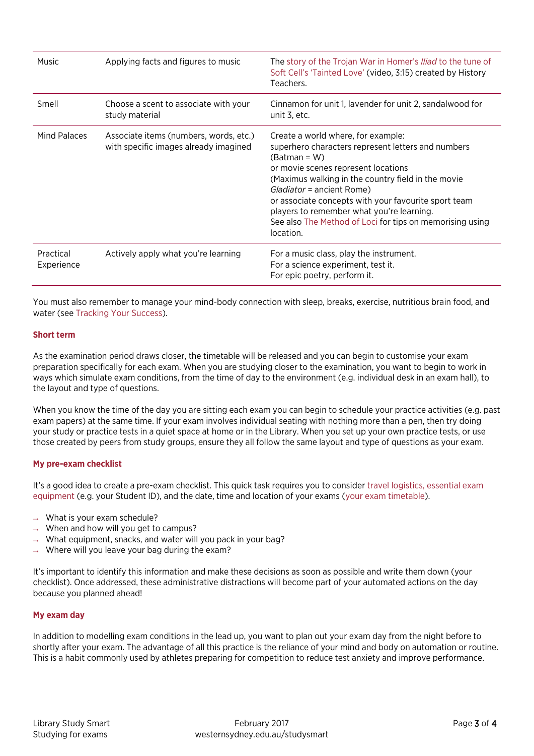| Music | Applying facts and figures to music | The story of the Trojan War in Homer's *Iliad* to the tune of Soft Cell's 'Tainted Love' (video, 3:15) created by History Teachers. |
|---|---|---|
| Smell | Choose a scent to associate with your study material | Cinnamon for unit 1, lavender for unit 2, sandalwood for unit 3, etc. |
| Mind Palaces | Associate items (numbers, words, etc.) with specific images already imagined | Create a world where, for example: superhero characters represent letters and numbers (Batman = W) or movie scenes represent locations (Maximus walking in the country field in the movie *Gladiator* = ancient Rome) or associate concepts with your favourite sport team players to remember what you're learning. See also The Method of Loci for tips on memorising using location. |
| Practical Experience | Actively apply what you're learning | For a music class, play the instrument. For a science experiment, test it. For epic poetry, perform it. |

You must also remember to manage your mind-body connection with sleep, breaks, exercise, nutritious brain food, and water (see Tracking Your Success).

### Short term

As the examination period draws closer, the timetable will be released and you can begin to customise your exam preparation specifically for each exam. When you are studying closer to the examination, you want to begin to work in ways which simulate exam conditions, from the time of day to the environment (e.g. individual desk in an exam hall), to the layout and type of questions.

When you know the time of the day you are sitting each exam you can begin to schedule your practice activities (e.g. past exam papers) at the same time. If your exam involves individual seating with nothing more than a pen, then try doing your study or practice tests in a quiet space at home or in the Library. When you set up your own practice tests, or use those created by peers from study groups, ensure they all follow the same layout and type of questions as your exam.

### My pre-exam checklist

It's a good idea to create a pre-exam checklist. This quick task requires you to consider travel logistics, essential exam equipment (e.g. your Student ID), and the date, time and location of your exams (your exam timetable).

- What is your exam schedule?
- When and how will you get to campus?
- What equipment, snacks, and water will you pack in your bag?
- Where will you leave your bag during the exam?

It's important to identify this information and make these decisions as soon as possible and write them down (your checklist). Once addressed, these administrative distractions will become part of your automated actions on the day because you planned ahead!

### My exam day

In addition to modelling exam conditions in the lead up, you want to plan out your exam day from the night before to shortly after your exam. The advantage of all this practice is the reliance of your mind and body on automation or routine. This is a habit commonly used by athletes preparing for competition to reduce test anxiety and improve performance.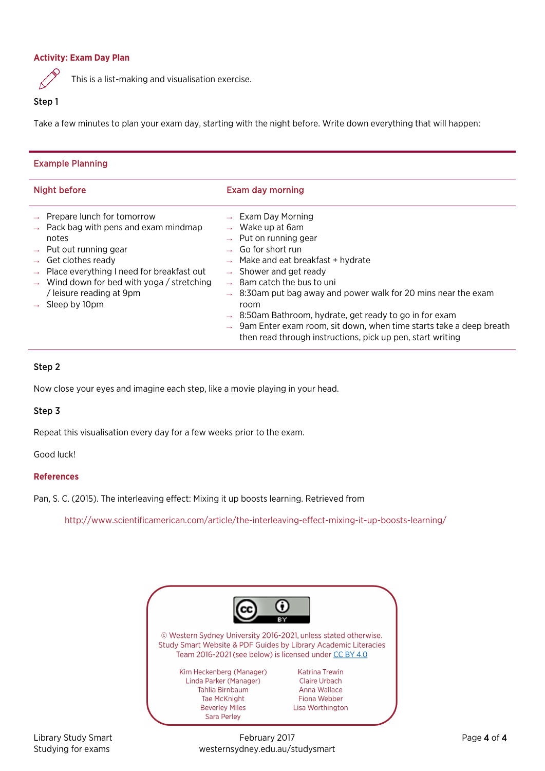### Activity: Exam Day Plan

This is a list-making and visualisation exercise.

**Step 1**

Take a few minutes to plan your exam day, starting with the night before. Write down everything that will happen:

#### Example Planning

| Night before | Exam day morning |
|---|---|
| → Prepare lunch for tomorrow<br>→ Pack bag with pens and exam mindmap notes<br>→ Put out running gear<br>→ Get clothes ready<br>→ Place everything I need for breakfast out<br>→ Wind down for bed with yoga / stretching / leisure reading at 9pm<br>→ Sleep by 10pm | → Exam Day Morning<br>→ Wake up at 6am<br>→ Put on running gear<br>→ Go for short run<br>→ Make and eat breakfast + hydrate<br>→ Shower and get ready<br>→ 8am catch the bus to uni<br>→ 8:30am put bag away and power walk for 20 mins near the exam room<br>→ 8:50am Bathroom, hydrate, get ready to go in for exam<br>→ 9am Enter exam room, sit down, when time starts take a deep breath then read through instructions, pick up pen, start writing |

**Step 2**

Now close your eyes and imagine each step, like a movie playing in your head.

**Step 3**

Repeat this visualisation every day for a few weeks prior to the exam.

Good luck!

### References

Pan, S. C. (2015). The interleaving effect: Mixing it up boosts learning. Retrieved from

http://www.scientificamerican.com/article/the-interleaving-effect-mixing-it-up-boosts-learning/

© Western Sydney University 2016-2021, unless stated otherwise. Study Smart Website & PDF Guides by Library Academic Literacies Team 2016-2021 (see below) is licensed under CC BY 4.0

Kim Heckenberg (Manager)
Linda Parker (Manager)
Tahlia Birnbaum
Tae McKnight
Beverley Miles
Sara Perley
Katrina Trewin
Claire Urbach
Anna Wallace
Fiona Webber
Lisa Worthington